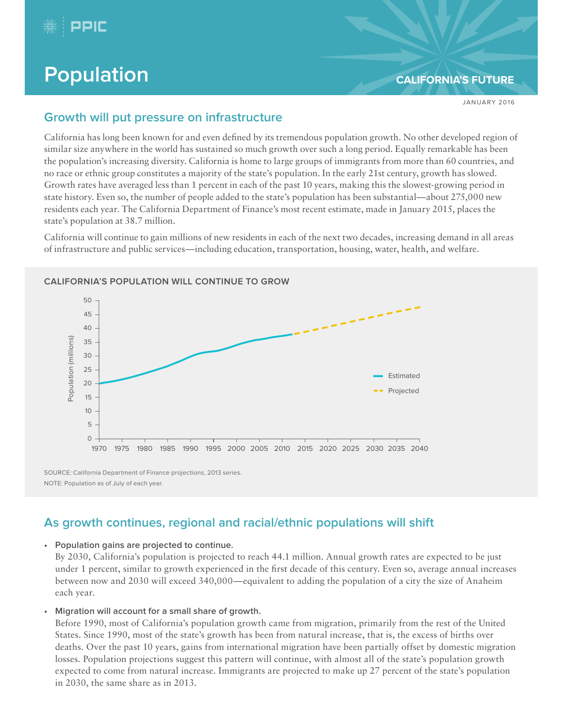# Population

**CALIFORNIA'S FUTURE**

JANUARY 2016

## Growth will put pressure on infrastructure

California has long been known for and even defined by its tremendous population growth. No other developed region of similar size anywhere in the world has sustained so much growth over such a long period. Equally remarkable has been the population's increasing diversity. California is home to large groups of immigrants from more than 60 countries, and no race or ethnic group constitutes a majority of the state's population. In the early 21st century, growth has slowed. Growth rates have averaged less than 1 percent in each of the past 10 years, making this the slowest-growing period in state history. Even so, the number of people added to the state's population has been substantial—about 275,000 new residents each year. The California Department of Finance's most recent estimate, made in January 2015, places the state's population at 38.7 million.

California will continue to gain millions of new residents in each of the next two decades, increasing demand in all areas of infrastructure and public services—including education, transportation, housing, water, health, and welfare.

**CALIFORNIA'S POPULATION WILL CONTINUE TO GROW**

SOURCE: California Department of Finance projections, 2013 series.

NOTE: Population as of July of each year.

## As growth continues, regional and racial/ethnic populations will shift

- **Population gains are projected to continue.**
  By 2030, California's population is projected to reach 44.1 million. Annual growth rates are expected to be just under 1 percent, similar to growth experienced in the first decade of this century. Even so, average annual increases between now and 2030 will exceed 340,000—equivalent to adding the population of a city the size of Anaheim each year.

- **Migration will account for a small share of growth.**
  Before 1990, most of California's population growth came from migration, primarily from the rest of the United States. Since 1990, most of the state's growth has been from natural increase, that is, the excess of births over deaths. Over the past 10 years, gains from international migration have been partially offset by domestic migration losses. Population projections suggest this pattern will continue, with almost all of the state's population growth expected to come from natural increase. Immigrants are projected to make up 27 percent of the state's population in 2030, the same share as in 2013.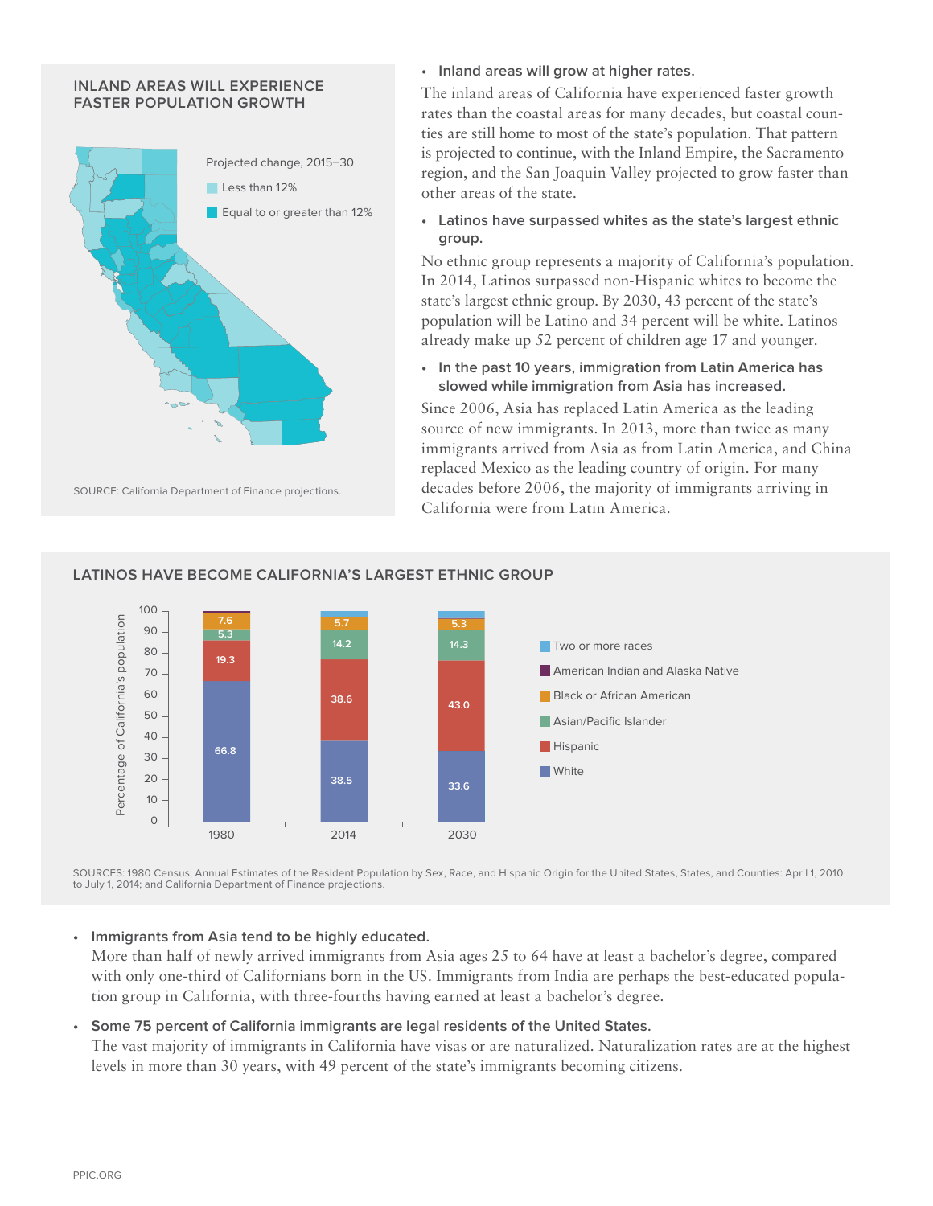### INLAND AREAS WILL EXPERIENCE FASTER POPULATION GROWTH

Projected change, 2015–30

- Less than 12%
- Equal to or greater than 12%

SOURCE: California Department of Finance projections.

- **Inland areas will grow at higher rates.**

The inland areas of California have experienced faster growth rates than the coastal areas for many decades, but coastal counties are still home to most of the state's population. That pattern is projected to continue, with the Inland Empire, the Sacramento region, and the San Joaquin Valley projected to grow faster than other areas of the state.

- **Latinos have surpassed whites as the state's largest ethnic group.**

No ethnic group represents a majority of California's population. In 2014, Latinos surpassed non-Hispanic whites to become the state's largest ethnic group. By 2030, 43 percent of the state's population will be Latino and 34 percent will be white. Latinos already make up 52 percent of children age 17 and younger.

- **In the past 10 years, immigration from Latin America has slowed while immigration from Asia has increased.**

Since 2006, Asia has replaced Latin America as the leading source of new immigrants. In 2013, more than twice as many immigrants arrived from Asia as from Latin America, and China replaced Mexico as the leading country of origin. For many decades before 2006, the majority of immigrants arriving in California were from Latin America.

### LATINOS HAVE BECOME CALIFORNIA'S LARGEST ETHNIC GROUP

Percentage of California's population

| | 1980 | 2014 | 2030 |
|---|---|---|---|
| Two or more races | | | |
| American Indian and Alaska Native | | | |
| Black or African American | 7.6 | 5.7 | 5.3 |
| Asian/Pacific Islander | 5.3 | 14.2 | 14.3 |
| Hispanic | 19.3 | 38.6 | 43.0 |
| White | 66.8 | 38.5 | 33.6 |

SOURCES: 1980 Census; Annual Estimates of the Resident Population by Sex, Race, and Hispanic Origin for the United States, States, and Counties: April 1, 2010 to July 1, 2014; and California Department of Finance projections.

- **Immigrants from Asia tend to be highly educated.**

More than half of newly arrived immigrants from Asia ages 25 to 64 have at least a bachelor's degree, compared with only one-third of Californians born in the US. Immigrants from India are perhaps the best-educated population group in California, with three-fourths having earned at least a bachelor's degree.

- **Some 75 percent of California immigrants are legal residents of the United States.**

The vast majority of immigrants in California have visas or are naturalized. Naturalization rates are at the highest levels in more than 30 years, with 49 percent of the state's immigrants becoming citizens.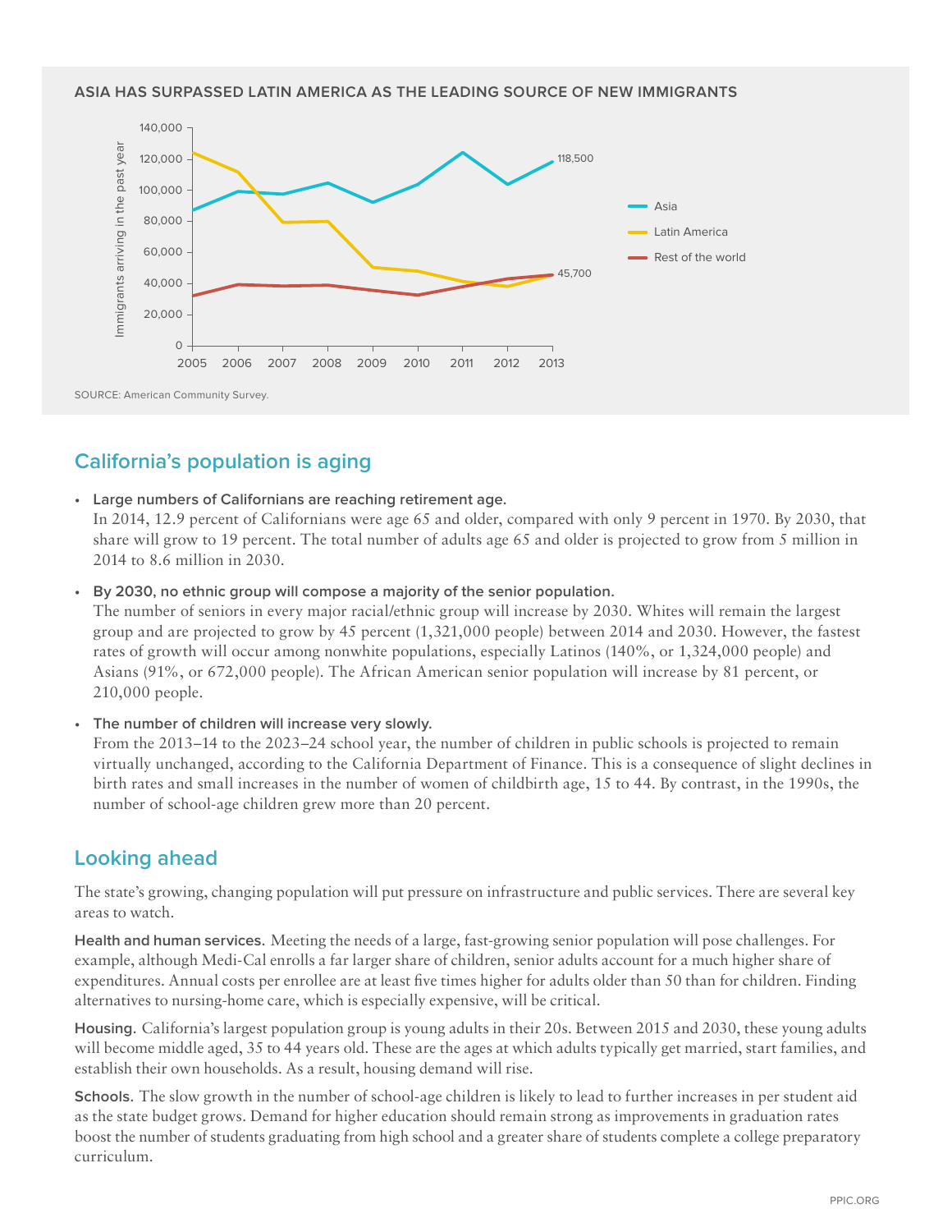**ASIA HAS SURPASSED LATIN AMERICA AS THE LEADING SOURCE OF NEW IMMIGRANTS**

SOURCE: American Community Survey.

## California's population is aging

- **Large numbers of Californians are reaching retirement age.**
  In 2014, 12.9 percent of Californians were age 65 and older, compared with only 9 percent in 1970. By 2030, that share will grow to 19 percent. The total number of adults age 65 and older is projected to grow from 5 million in 2014 to 8.6 million in 2030.

- **By 2030, no ethnic group will compose a majority of the senior population.**
  The number of seniors in every major racial/ethnic group will increase by 2030. Whites will remain the largest group and are projected to grow by 45 percent (1,321,000 people) between 2014 and 2030. However, the fastest rates of growth will occur among nonwhite populations, especially Latinos (140%, or 1,324,000 people) and Asians (91%, or 672,000 people). The African American senior population will increase by 81 percent, or 210,000 people.

- **The number of children will increase very slowly.**
  From the 2013–14 to the 2023–24 school year, the number of children in public schools is projected to remain virtually unchanged, according to the California Department of Finance. This is a consequence of slight declines in birth rates and small increases in the number of women of childbirth age, 15 to 44. By contrast, in the 1990s, the number of school-age children grew more than 20 percent.

## Looking ahead

The state's growing, changing population will put pressure on infrastructure and public services. There are several key areas to watch.

**Health and human services.** Meeting the needs of a large, fast-growing senior population will pose challenges. For example, although Medi-Cal enrolls a far larger share of children, senior adults account for a much higher share of expenditures. Annual costs per enrollee are at least five times higher for adults older than 50 than for children. Finding alternatives to nursing-home care, which is especially expensive, will be critical.

**Housing.** California's largest population group is young adults in their 20s. Between 2015 and 2030, these young adults will become middle aged, 35 to 44 years old. These are the ages at which adults typically get married, start families, and establish their own households. As a result, housing demand will rise.

**Schools.** The slow growth in the number of school-age children is likely to lead to further increases in per student aid as the state budget grows. Demand for higher education should remain strong as improvements in graduation rates boost the number of students graduating from high school and a greater share of students complete a college preparatory curriculum.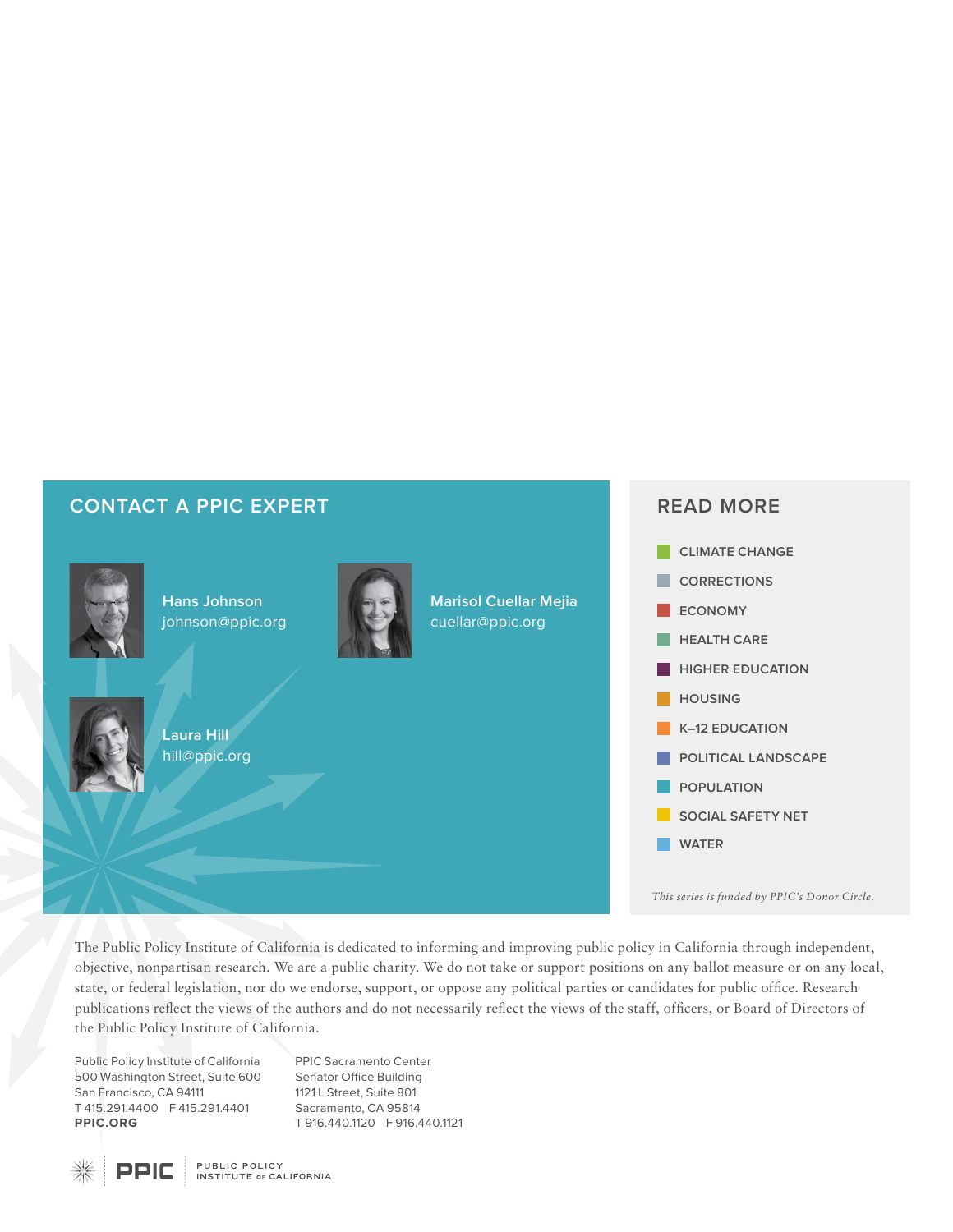## CONTACT A PPIC EXPERT

**Hans Johnson**
johnson@ppic.org

**Marisol Cuellar Mejia**
cuellar@ppic.org

**Laura Hill**
hill@ppic.org

## READ MORE

- CLIMATE CHANGE
- CORRECTIONS
- ECONOMY
- HEALTH CARE
- HIGHER EDUCATION
- HOUSING
- K–12 EDUCATION
- POLITICAL LANDSCAPE
- POPULATION
- SOCIAL SAFETY NET
- WATER

*This series is funded by PPIC's Donor Circle.*

The Public Policy Institute of California is dedicated to informing and improving public policy in California through independent, objective, nonpartisan research. We are a public charity. We do not take or support positions on any ballot measure or on any local, state, or federal legislation, nor do we endorse, support, or oppose any political parties or candidates for public office. Research publications reflect the views of the authors and do not necessarily reflect the views of the staff, officers, or Board of Directors of the Public Policy Institute of California.

Public Policy Institute of California
500 Washington Street, Suite 600
San Francisco, CA 94111
T 415.291.4400 F 415.291.4401
**PPIC.ORG**

PPIC Sacramento Center
Senator Office Building
1121 L Street, Suite 801
Sacramento, CA 95814
T 916.440.1120 F 916.440.1121

PPIC PUBLIC POLICY INSTITUTE OF CALIFORNIA